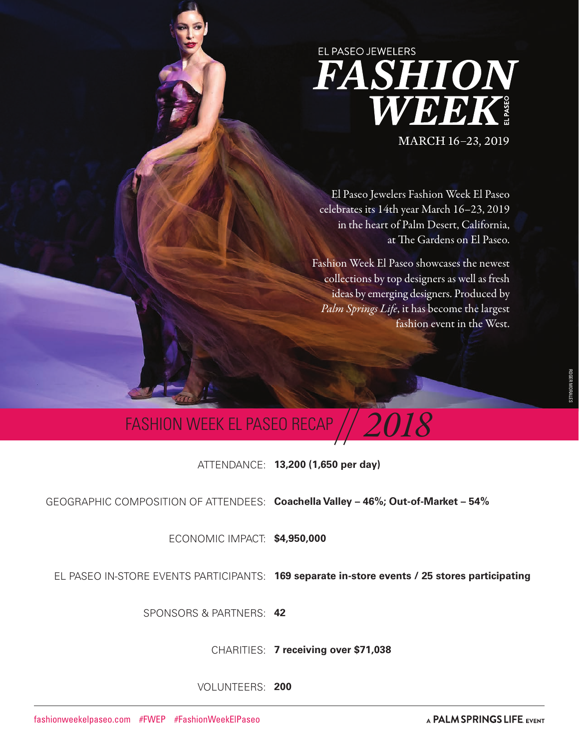EL PASEO JEWELERS

# FASHION WEEK EL PASEO

MARCH 16–23, 2019

El Paseo Jewelers Fashion Week El Paseo celebrates its 14th year March 16–23, 2019 in the heart of Palm Desert, California, at The Gardens on El Paseo.

Fashion Week El Paseo showcases the newest collections by top designers as well as fresh ideas by emerging designers. Produced by *Palm Springs Life*, it has become the largest fashion event in the West.

ROGER MORALES

## FASHION WEEK EL PASEO RECAP // 2018

| | |
|---|---|
| ATTENDANCE: | **13,200 (1,650 per day)** |
| GEOGRAPHIC COMPOSITION OF ATTENDEES: | **Coachella Valley – 46%; Out-of-Market – 54%** |
| ECONOMIC IMPACT: | **$4,950,000** |
| EL PASEO IN-STORE EVENTS PARTICIPANTS: | **169 separate in-store events / 25 stores participating** |
| SPONSORS & PARTNERS: | **42** |
| CHARITIES: | **7 receiving over $71,038** |
| VOLUNTEERS: | **200** |

fashionweekelpaseo.com #FWEP #FashionWeekElPaseo

A PALM SPRINGS LIFE EVENT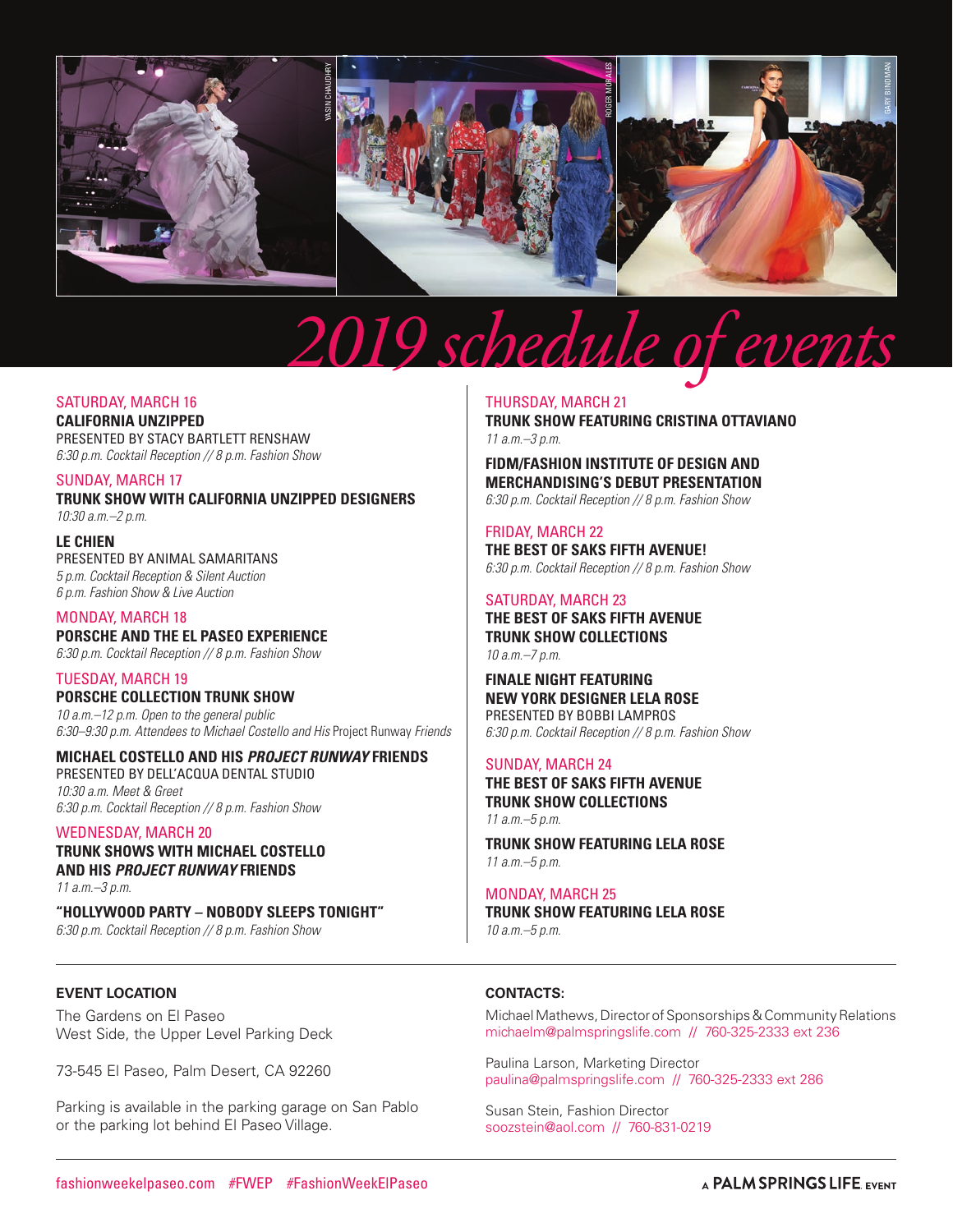# 2019 schedule of events

## SATURDAY, MARCH 16

**CALIFORNIA UNZIPPED**
PRESENTED BY STACY BARTLETT RENSHAW
*6:30 p.m. Cocktail Reception // 8 p.m. Fashion Show*

## SUNDAY, MARCH 17

**TRUNK SHOW WITH CALIFORNIA UNZIPPED DESIGNERS**
*10:30 a.m.–2 p.m.*

**LE CHIEN**
PRESENTED BY ANIMAL SAMARITANS
*5 p.m. Cocktail Reception & Silent Auction*
*6 p.m. Fashion Show & Live Auction*

## MONDAY, MARCH 18

**PORSCHE AND THE EL PASEO EXPERIENCE**
*6:30 p.m. Cocktail Reception // 8 p.m. Fashion Show*

## TUESDAY, MARCH 19

**PORSCHE COLLECTION TRUNK SHOW**
*10 a.m.–12 p.m. Open to the general public*
*6:30–9:30 p.m. Attendees to Michael Costello and His* Project Runway *Friends*

**MICHAEL COSTELLO AND HIS *PROJECT RUNWAY* FRIENDS**
PRESENTED BY DELL'ACQUA DENTAL STUDIO
*10:30 a.m. Meet & Greet*
*6:30 p.m. Cocktail Reception // 8 p.m. Fashion Show*

## WEDNESDAY, MARCH 20

**TRUNK SHOWS WITH MICHAEL COSTELLO AND HIS *PROJECT RUNWAY* FRIENDS**
*11 a.m.–3 p.m.*

**"HOLLYWOOD PARTY – NOBODY SLEEPS TONIGHT"**
*6:30 p.m. Cocktail Reception // 8 p.m. Fashion Show*

## THURSDAY, MARCH 21

**TRUNK SHOW FEATURING CRISTINA OTTAVIANO**
*11 a.m.–3 p.m.*

**FIDM/FASHION INSTITUTE OF DESIGN AND MERCHANDISING'S DEBUT PRESENTATION**
*6:30 p.m. Cocktail Reception // 8 p.m. Fashion Show*

## FRIDAY, MARCH 22

**THE BEST OF SAKS FIFTH AVENUE!**
*6:30 p.m. Cocktail Reception // 8 p.m. Fashion Show*

## SATURDAY, MARCH 23

**THE BEST OF SAKS FIFTH AVENUE TRUNK SHOW COLLECTIONS**
*10 a.m.–7 p.m.*

**FINALE NIGHT FEATURING NEW YORK DESIGNER LELA ROSE**
PRESENTED BY BOBBI LAMPROS
*6:30 p.m. Cocktail Reception // 8 p.m. Fashion Show*

## SUNDAY, MARCH 24

**THE BEST OF SAKS FIFTH AVENUE TRUNK SHOW COLLECTIONS**
*11 a.m.–5 p.m.*

**TRUNK SHOW FEATURING LELA ROSE**
*11 a.m.–5 p.m.*

## MONDAY, MARCH 25

**TRUNK SHOW FEATURING LELA ROSE**
*10 a.m.–5 p.m.*

---

**EVENT LOCATION**

The Gardens on El Paseo
West Side, the Upper Level Parking Deck

73-545 El Paseo, Palm Desert, CA 92260

Parking is available in the parking garage on San Pablo or the parking lot behind El Paseo Village.

**CONTACTS:**

Michael Mathews, Director of Sponsorships & Community Relations
michaelm@palmspringslife.com // 760-325-2333 ext 236

Paulina Larson, Marketing Director
paulina@palmspringslife.com // 760-325-2333 ext 286

Susan Stein, Fashion Director
soozstein@aol.com // 760-831-0219

---

fashionweekelpaseo.com #FWEP #FashionWeekElPaseo

A PALM SPRINGS LIFE EVENT